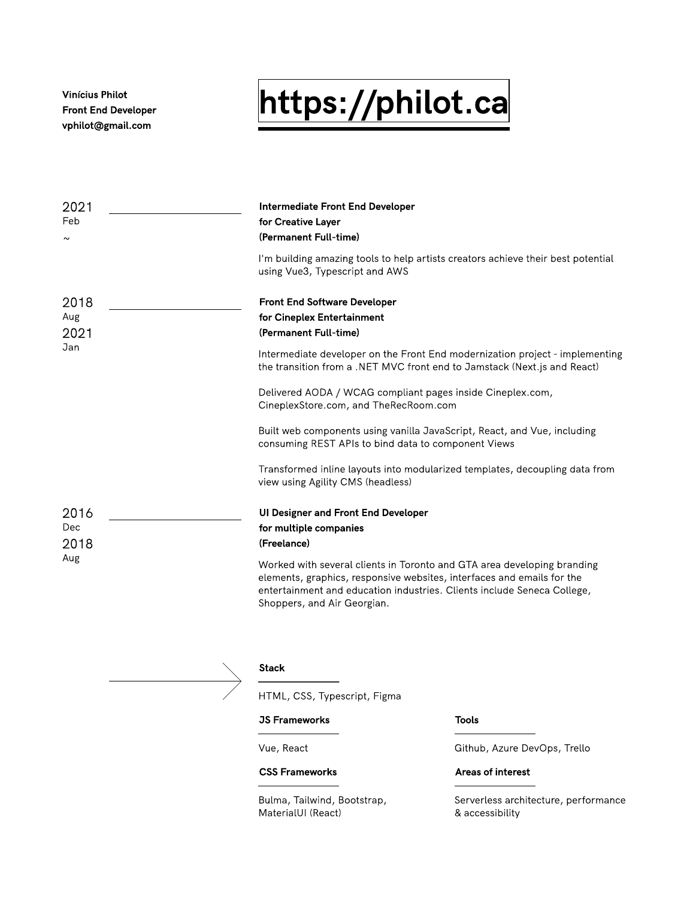**Vinícius Philot**
**Front End Developer**
**vphilot@gmail.com**

# https://philot.ca

2021 Feb ~

### Intermediate Front End Developer for Creative Layer (Permanent Full-time)

I'm building amazing tools to help artists creators achieve their best potential using Vue3, Typescript and AWS

2018 Aug – 2021 Jan

### Front End Software Developer for Cineplex Entertainment (Permanent Full-time)

Intermediate developer on the Front End modernization project - implementing the transition from a .NET MVC front end to Jamstack (Next.js and React)

Delivered AODA / WCAG compliant pages inside Cineplex.com, CineplexStore.com, and TheRecRoom.com

Built web components using vanilla JavaScript, React, and Vue, including consuming REST APIs to bind data to component Views

Transformed inline layouts into modularized templates, decoupling data from view using Agility CMS (headless)

2016 Dec – 2018 Aug

### UI Designer and Front End Developer for multiple companies (Freelance)

Worked with several clients in Toronto and GTA area developing branding elements, graphics, responsive websites, interfaces and emails for the entertainment and education industries. Clients include Seneca College, Shoppers, and Air Georgian.

### Stack

HTML, CSS, Typescript, Figma

### JS Frameworks

Vue, React

### CSS Frameworks

Bulma, Tailwind, Bootstrap, MaterialUI (React)

### Tools

Github, Azure DevOps, Trello

### Areas of interest

Serverless architecture, performance & accessibility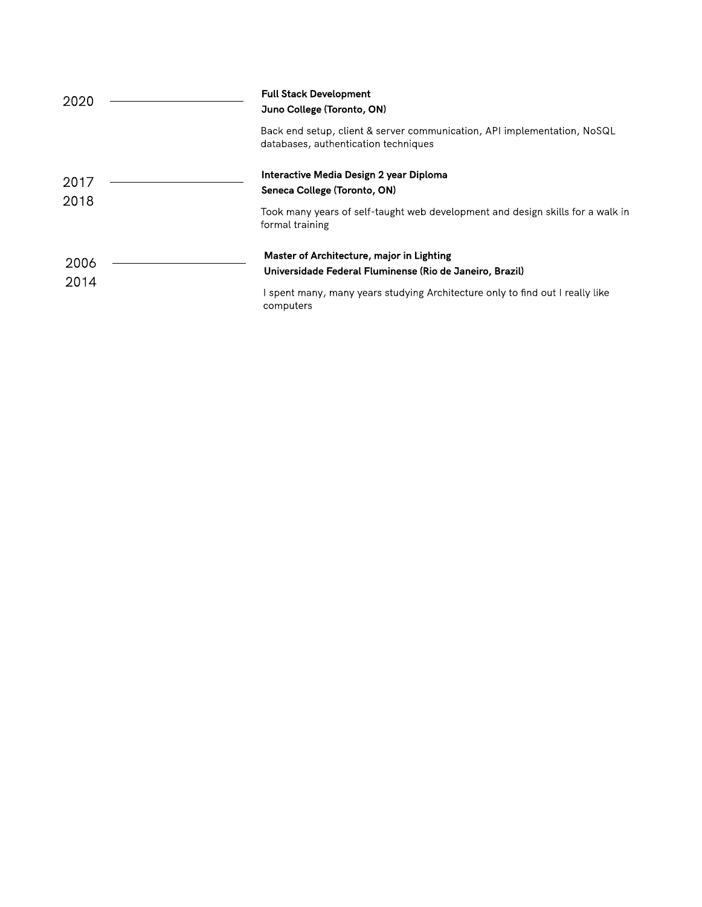2020

**Full Stack Development**
**Juno College (Toronto, ON)**

Back end setup, client & server communication, API implementation, NoSQL databases, authentication techniques

2017
2018

**Interactive Media Design 2 year Diploma**
**Seneca College (Toronto, ON)**

Took many years of self-taught web development and design skills for a walk in formal training

2006
2014

**Master of Architecture, major in Lighting**
**Universidade Federal Fluminense (Rio de Janeiro, Brazil)**

I spent many, many years studying Architecture only to find out I really like computers